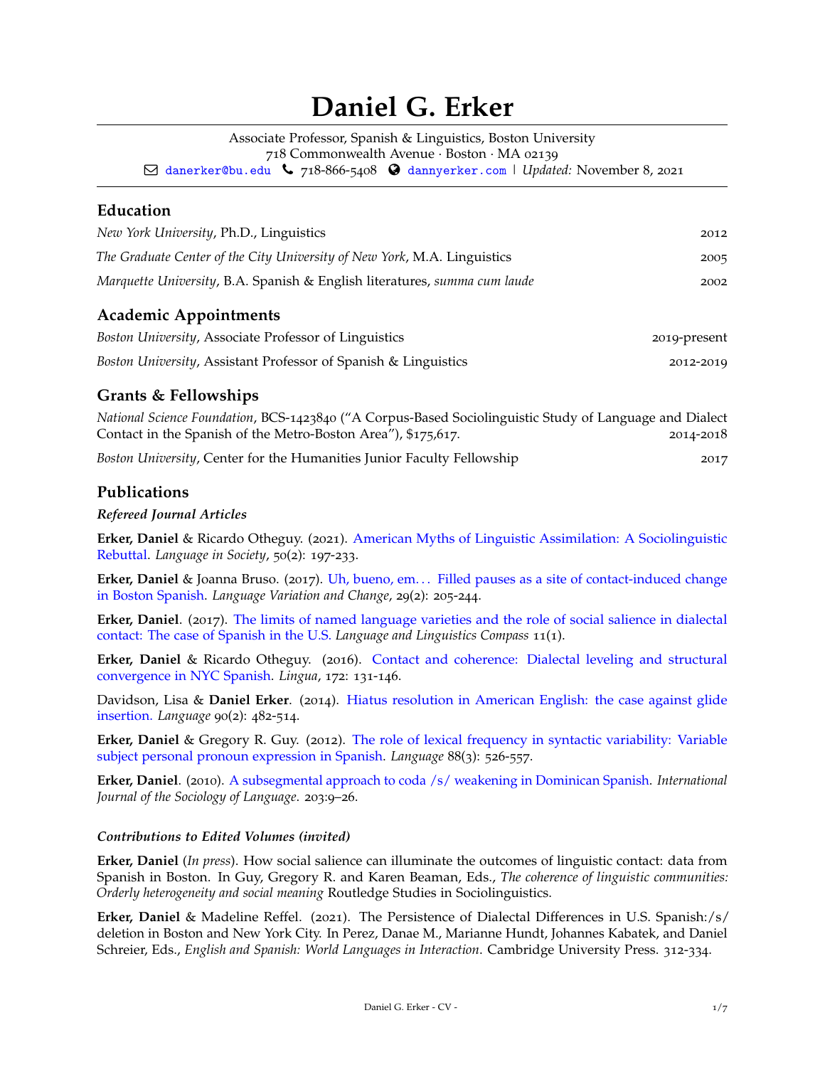# Daniel G. Erker

Associate Professor, Spanish & Linguistics, Boston University
718 Commonwealth Avenue · Boston · MA 02139
danerker@bu.edu 718-866-5408 dannyerker.com | *Updated:* November 8, 2021

## Education

*New York University*, Ph.D., Linguistics — 2012

*The Graduate Center of the City University of New York*, M.A. Linguistics — 2005

*Marquette University*, B.A. Spanish & English literatures, *summa cum laude* — 2002

## Academic Appointments

*Boston University*, Associate Professor of Linguistics — 2019-present

*Boston University*, Assistant Professor of Spanish & Linguistics — 2012-2019

## Grants & Fellowships

*National Science Foundation*, BCS-1423840 ("A Corpus-Based Sociolinguistic Study of Language and Dialect Contact in the Spanish of the Metro-Boston Area"), $175,617. — 2014-2018

*Boston University*, Center for the Humanities Junior Faculty Fellowship — 2017

## Publications

### *Refereed Journal Articles*

**Erker, Daniel** & Ricardo Otheguy. (2021). American Myths of Linguistic Assimilation: A Sociolinguistic Rebuttal. *Language in Society*, 50(2): 197-233.

**Erker, Daniel** & Joanna Bruso. (2017). Uh, bueno, em... Filled pauses as a site of contact-induced change in Boston Spanish. *Language Variation and Change*, 29(2): 205-244.

**Erker, Daniel**. (2017). The limits of named language varieties and the role of social salience in dialectal contact: The case of Spanish in the U.S. *Language and Linguistics Compass* 11(1).

**Erker, Daniel** & Ricardo Otheguy. (2016). Contact and coherence: Dialectal leveling and structural convergence in NYC Spanish. *Lingua*, 172: 131-146.

Davidson, Lisa & **Daniel Erker**. (2014). Hiatus resolution in American English: the case against glide insertion. *Language* 90(2): 482-514.

**Erker, Daniel** & Gregory R. Guy. (2012). The role of lexical frequency in syntactic variability: Variable subject personal pronoun expression in Spanish. *Language* 88(3): 526-557.

**Erker, Daniel**. (2010). A subsegmental approach to coda /s/ weakening in Dominican Spanish. *International Journal of the Sociology of Language*. 203:9–26.

### *Contributions to Edited Volumes (invited)*

**Erker, Daniel** (*In press*). How social salience can illuminate the outcomes of linguistic contact: data from Spanish in Boston. In Guy, Gregory R. and Karen Beaman, Eds., *The coherence of linguistic communities: Orderly heterogeneity and social meaning* Routledge Studies in Sociolinguistics.

**Erker, Daniel** & Madeline Reffel. (2021). The Persistence of Dialectal Differences in U.S. Spanish:/s/ deletion in Boston and New York City. In Perez, Danae M., Marianne Hundt, Johannes Kabatek, and Daniel Schreier, Eds., *English and Spanish: World Languages in Interaction*. Cambridge University Press. 312-334.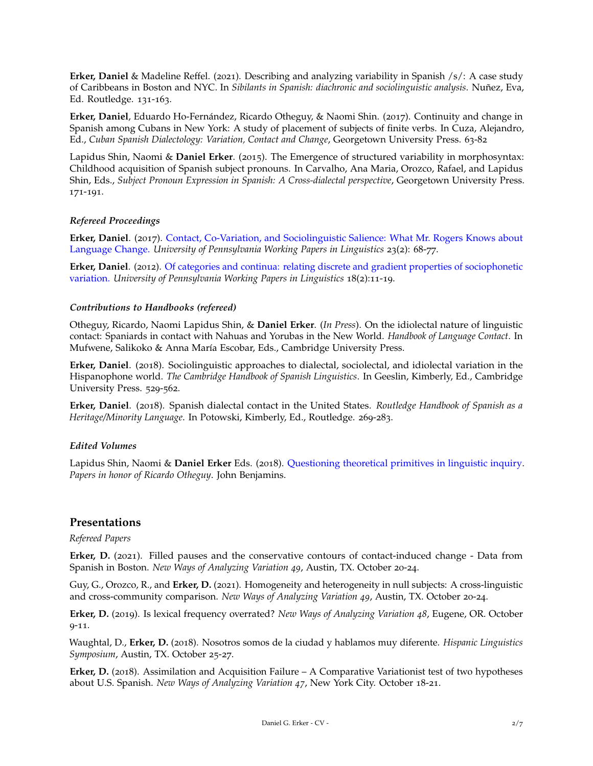**Erker, Daniel** & Madeline Reffel. (2021). Describing and analyzing variability in Spanish /s/: A case study of Caribbeans in Boston and NYC. In *Sibilants in Spanish: diachronic and sociolinguistic analysis*. Nuñez, Eva, Ed. Routledge. 131-163.

**Erker, Daniel**, Eduardo Ho-Fernández, Ricardo Otheguy, & Naomi Shin. (2017). Continuity and change in Spanish among Cubans in New York: A study of placement of subjects of finite verbs. In Cuza, Alejandro, Ed., *Cuban Spanish Dialectology: Variation, Contact and Change*, Georgetown University Press. 63-82

Lapidus Shin, Naomi & **Daniel Erker**. (2015). The Emergence of structured variability in morphosyntax: Childhood acquisition of Spanish subject pronouns. In Carvalho, Ana Maria, Orozco, Rafael, and Lapidus Shin, Eds., *Subject Pronoun Expression in Spanish: A Cross-dialectal perspective*, Georgetown University Press. 171-191.

### *Refereed Proceedings*

**Erker, Daniel**. (2017). Contact, Co-Variation, and Sociolinguistic Salience: What Mr. Rogers Knows about Language Change. *University of Pennsylvania Working Papers in Linguistics* 23(2): 68-77.

**Erker, Daniel**. (2012). Of categories and continua: relating discrete and gradient properties of sociophonetic variation. *University of Pennsylvania Working Papers in Linguistics* 18(2):11-19.

### *Contributions to Handbooks (refereed)*

Otheguy, Ricardo, Naomi Lapidus Shin, & **Daniel Erker**. (*In Press*). On the idiolectal nature of linguistic contact: Spaniards in contact with Nahuas and Yorubas in the New World. *Handbook of Language Contact*. In Mufwene, Salikoko & Anna María Escobar, Eds., Cambridge University Press.

**Erker, Daniel**. (2018). Sociolinguistic approaches to dialectal, sociolectal, and idiolectal variation in the Hispanophone world. *The Cambridge Handbook of Spanish Linguistics*. In Geeslin, Kimberly, Ed., Cambridge University Press. 529-562.

**Erker, Daniel**. (2018). Spanish dialectal contact in the United States. *Routledge Handbook of Spanish as a Heritage/Minority Language*. In Potowski, Kimberly, Ed., Routledge. 269-283.

### *Edited Volumes*

Lapidus Shin, Naomi & **Daniel Erker** Eds. (2018). Questioning theoretical primitives in linguistic inquiry. *Papers in honor of Ricardo Otheguy*. John Benjamins.

## Presentations

*Refereed Papers*

**Erker, D.** (2021). Filled pauses and the conservative contours of contact-induced change - Data from Spanish in Boston. *New Ways of Analyzing Variation 49*, Austin, TX. October 20-24.

Guy, G., Orozco, R., and **Erker, D.** (2021). Homogeneity and heterogeneity in null subjects: A cross-linguistic and cross-community comparison. *New Ways of Analyzing Variation 49*, Austin, TX. October 20-24.

**Erker, D.** (2019). Is lexical frequency overrated? *New Ways of Analyzing Variation 48*, Eugene, OR. October 9-11.

Waughtal, D., **Erker, D.** (2018). Nosotros somos de la ciudad y hablamos muy diferente. *Hispanic Linguistics Symposium*, Austin, TX. October 25-27.

**Erker, D.** (2018). Assimilation and Acquisition Failure – A Comparative Variationist test of two hypotheses about U.S. Spanish. *New Ways of Analyzing Variation 47*, New York City. October 18-21.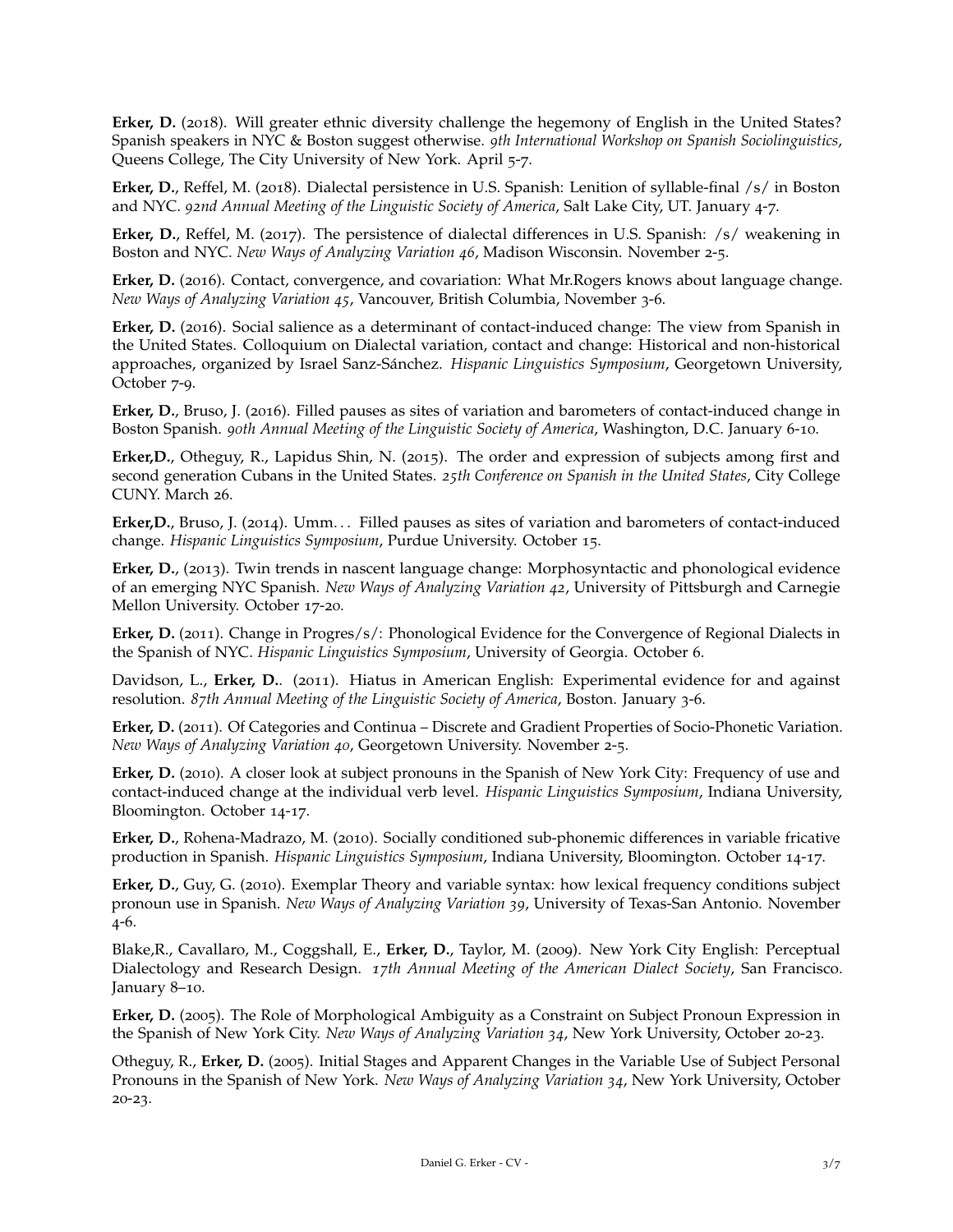**Erker, D.** (2018). Will greater ethnic diversity challenge the hegemony of English in the United States? Spanish speakers in NYC & Boston suggest otherwise. *9th International Workshop on Spanish Sociolinguistics*, Queens College, The City University of New York. April 5-7.

**Erker, D.**, Reffel, M. (2018). Dialectal persistence in U.S. Spanish: Lenition of syllable-final /s/ in Boston and NYC. *92nd Annual Meeting of the Linguistic Society of America*, Salt Lake City, UT. January 4-7.

**Erker, D.**, Reffel, M. (2017). The persistence of dialectal differences in U.S. Spanish: /s/ weakening in Boston and NYC. *New Ways of Analyzing Variation 46*, Madison Wisconsin. November 2-5.

**Erker, D.** (2016). Contact, convergence, and covariation: What Mr.Rogers knows about language change. *New Ways of Analyzing Variation 45*, Vancouver, British Columbia, November 3-6.

**Erker, D.** (2016). Social salience as a determinant of contact-induced change: The view from Spanish in the United States. Colloquium on Dialectal variation, contact and change: Historical and non-historical approaches, organized by Israel Sanz-Sánchez. *Hispanic Linguistics Symposium*, Georgetown University, October 7-9.

**Erker, D.**, Bruso, J. (2016). Filled pauses as sites of variation and barometers of contact-induced change in Boston Spanish. *90th Annual Meeting of the Linguistic Society of America*, Washington, D.C. January 6-10.

**Erker,D.**, Otheguy, R., Lapidus Shin, N. (2015). The order and expression of subjects among first and second generation Cubans in the United States. *25th Conference on Spanish in the United States*, City College CUNY. March 26.

**Erker,D.**, Bruso, J. (2014). Umm. . . Filled pauses as sites of variation and barometers of contact-induced change. *Hispanic Linguistics Symposium*, Purdue University. October 15.

**Erker, D.**, (2013). Twin trends in nascent language change: Morphosyntactic and phonological evidence of an emerging NYC Spanish. *New Ways of Analyzing Variation 42*, University of Pittsburgh and Carnegie Mellon University. October 17-20.

**Erker, D.** (2011). Change in Progres/s/: Phonological Evidence for the Convergence of Regional Dialects in the Spanish of NYC. *Hispanic Linguistics Symposium*, University of Georgia. October 6.

Davidson, L., **Erker, D.**. (2011). Hiatus in American English: Experimental evidence for and against resolution. *87th Annual Meeting of the Linguistic Society of America*, Boston. January 3-6.

**Erker, D.** (2011). Of Categories and Continua – Discrete and Gradient Properties of Socio-Phonetic Variation. *New Ways of Analyzing Variation 40*, Georgetown University. November 2-5.

**Erker, D.** (2010). A closer look at subject pronouns in the Spanish of New York City: Frequency of use and contact-induced change at the individual verb level. *Hispanic Linguistics Symposium*, Indiana University, Bloomington. October 14-17.

**Erker, D.**, Rohena-Madrazo, M. (2010). Socially conditioned sub-phonemic differences in variable fricative production in Spanish. *Hispanic Linguistics Symposium*, Indiana University, Bloomington. October 14-17.

**Erker, D.**, Guy, G. (2010). Exemplar Theory and variable syntax: how lexical frequency conditions subject pronoun use in Spanish. *New Ways of Analyzing Variation 39*, University of Texas-San Antonio. November 4-6.

Blake,R., Cavallaro, M., Coggshall, E., **Erker, D.**, Taylor, M. (2009). New York City English: Perceptual Dialectology and Research Design. *17th Annual Meeting of the American Dialect Society*, San Francisco. January 8–10.

**Erker, D.** (2005). The Role of Morphological Ambiguity as a Constraint on Subject Pronoun Expression in the Spanish of New York City. *New Ways of Analyzing Variation 34*, New York University, October 20-23.

Otheguy, R., **Erker, D.** (2005). Initial Stages and Apparent Changes in the Variable Use of Subject Personal Pronouns in the Spanish of New York. *New Ways of Analyzing Variation 34*, New York University, October 20-23.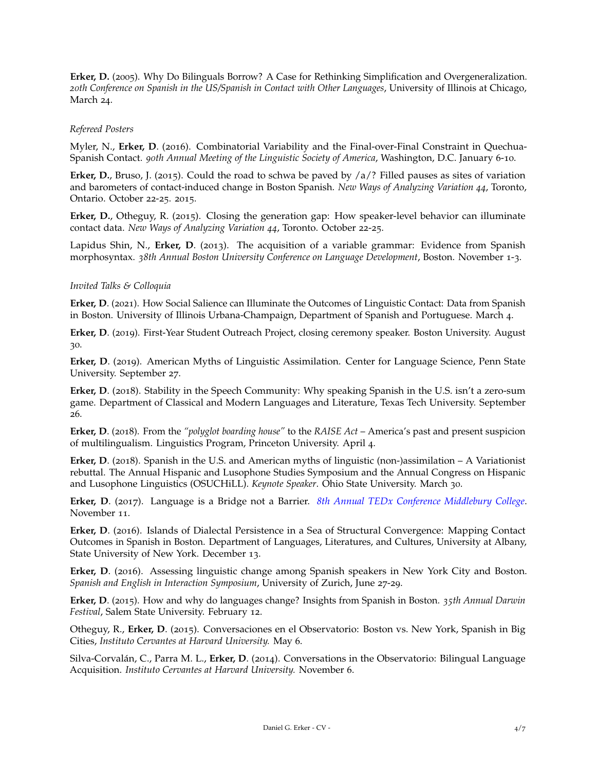**Erker, D.** (2005). Why Do Bilinguals Borrow? A Case for Rethinking Simplification and Overgeneralization. *20th Conference on Spanish in the US/Spanish in Contact with Other Languages*, University of Illinois at Chicago, March 24.

*Refereed Posters*

Myler, N., **Erker, D**. (2016). Combinatorial Variability and the Final-over-Final Constraint in Quechua-Spanish Contact. *90th Annual Meeting of the Linguistic Society of America*, Washington, D.C. January 6-10.

**Erker, D.**, Bruso, J. (2015). Could the road to schwa be paved by /a/? Filled pauses as sites of variation and barometers of contact-induced change in Boston Spanish. *New Ways of Analyzing Variation 44*, Toronto, Ontario. October 22-25. 2015.

**Erker, D.**, Otheguy, R. (2015). Closing the generation gap: How speaker-level behavior can illuminate contact data. *New Ways of Analyzing Variation 44*, Toronto. October 22-25.

Lapidus Shin, N., **Erker, D**. (2013). The acquisition of a variable grammar: Evidence from Spanish morphosyntax. *38th Annual Boston University Conference on Language Development*, Boston. November 1-3.

*Invited Talks & Colloquia*

**Erker, D**. (2021). How Social Salience can Illuminate the Outcomes of Linguistic Contact: Data from Spanish in Boston. University of Illinois Urbana-Champaign, Department of Spanish and Portuguese. March 4.

**Erker, D**. (2019). First-Year Student Outreach Project, closing ceremony speaker. Boston University. August 30.

**Erker, D**. (2019). American Myths of Linguistic Assimilation. Center for Language Science, Penn State University. September 27.

**Erker, D**. (2018). Stability in the Speech Community: Why speaking Spanish in the U.S. isn't a zero-sum game. Department of Classical and Modern Languages and Literature, Texas Tech University. September 26.

**Erker, D**. (2018). From the *"polyglot boarding house"* to the *RAISE Act* – America's past and present suspicion of multilingualism. Linguistics Program, Princeton University. April 4.

**Erker, D**. (2018). Spanish in the U.S. and American myths of linguistic (non-)assimilation – A Variationist rebuttal. The Annual Hispanic and Lusophone Studies Symposium and the Annual Congress on Hispanic and Lusophone Linguistics (OSUCHiLL). *Keynote Speaker*. Ohio State University. March 30.

**Erker, D**. (2017). Language is a Bridge not a Barrier. *8th Annual TEDx Conference Middlebury College*. November 11.

**Erker, D**. (2016). Islands of Dialectal Persistence in a Sea of Structural Convergence: Mapping Contact Outcomes in Spanish in Boston. Department of Languages, Literatures, and Cultures, University at Albany, State University of New York. December 13.

**Erker, D**. (2016). Assessing linguistic change among Spanish speakers in New York City and Boston. *Spanish and English in Interaction Symposium*, University of Zurich, June 27-29.

**Erker, D**. (2015). How and why do languages change? Insights from Spanish in Boston. *35th Annual Darwin Festival*, Salem State University. February 12.

Otheguy, R., **Erker, D**. (2015). Conversaciones en el Observatorio: Boston vs. New York, Spanish in Big Cities, *Instituto Cervantes at Harvard University.* May 6.

Silva-Corvalán, C., Parra M. L., **Erker, D**. (2014). Conversations in the Observatorio: Bilingual Language Acquisition. *Instituto Cervantes at Harvard University.* November 6.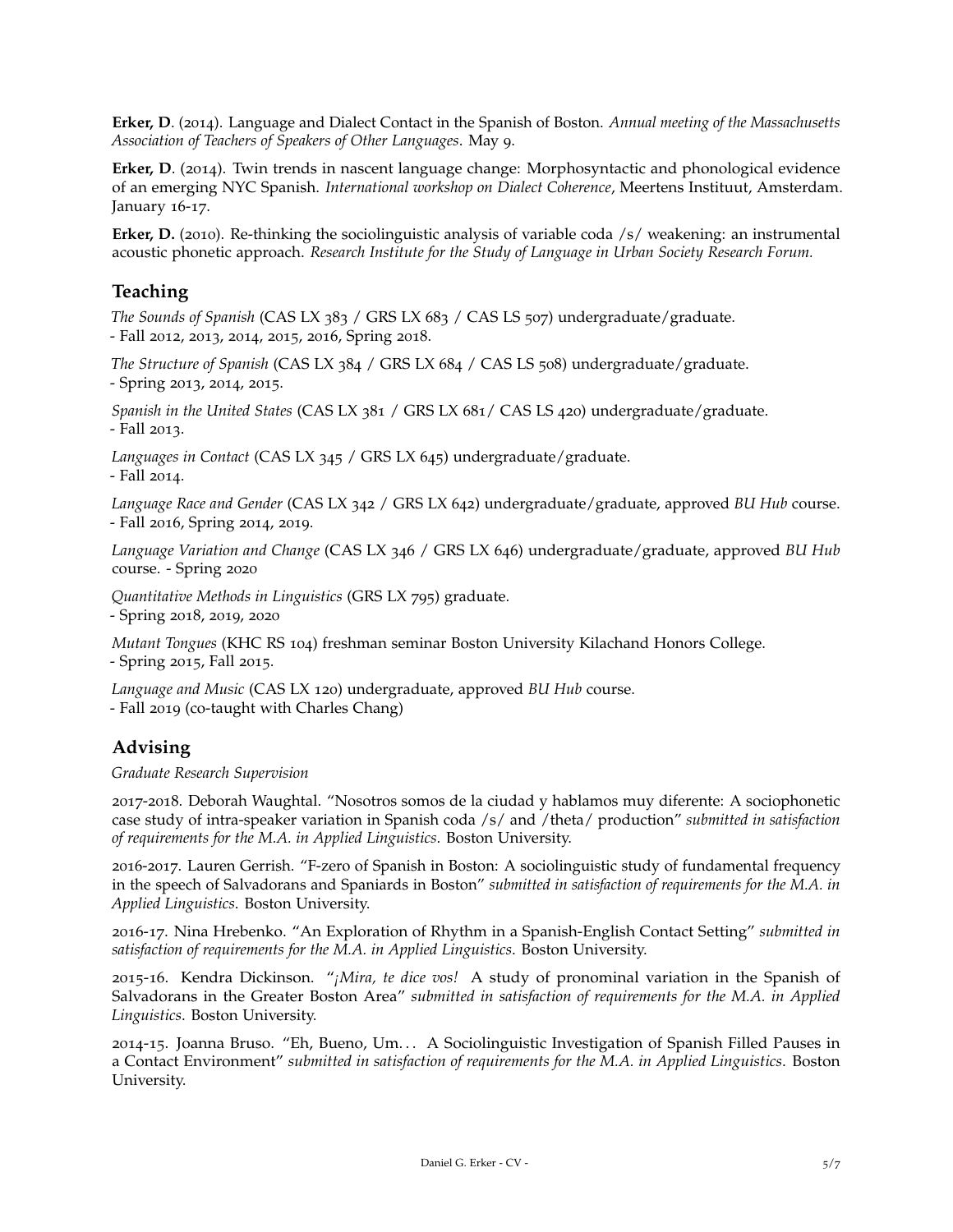**Erker, D**. (2014). Language and Dialect Contact in the Spanish of Boston. *Annual meeting of the Massachusetts Association of Teachers of Speakers of Other Languages*. May 9.

**Erker, D**. (2014). Twin trends in nascent language change: Morphosyntactic and phonological evidence of an emerging NYC Spanish. *International workshop on Dialect Coherence*, Meertens Instituut, Amsterdam. January 16-17.

**Erker, D.** (2010). Re-thinking the sociolinguistic analysis of variable coda /s/ weakening: an instrumental acoustic phonetic approach. *Research Institute for the Study of Language in Urban Society Research Forum.*

## Teaching

*The Sounds of Spanish* (CAS LX 383 / GRS LX 683 / CAS LS 507) undergraduate/graduate.
- Fall 2012, 2013, 2014, 2015, 2016, Spring 2018.

*The Structure of Spanish* (CAS LX 384 / GRS LX 684 / CAS LS 508) undergraduate/graduate.
- Spring 2013, 2014, 2015.

*Spanish in the United States* (CAS LX 381 / GRS LX 681/ CAS LS 420) undergraduate/graduate.
- Fall 2013.

*Languages in Contact* (CAS LX 345 / GRS LX 645) undergraduate/graduate.
- Fall 2014.

*Language Race and Gender* (CAS LX 342 / GRS LX 642) undergraduate/graduate, approved *BU Hub* course.
- Fall 2016, Spring 2014, 2019.

*Language Variation and Change* (CAS LX 346 / GRS LX 646) undergraduate/graduate, approved *BU Hub* course. - Spring 2020

*Quantitative Methods in Linguistics* (GRS LX 795) graduate.
- Spring 2018, 2019, 2020

*Mutant Tongues* (KHC RS 104) freshman seminar Boston University Kilachand Honors College.
- Spring 2015, Fall 2015.

*Language and Music* (CAS LX 120) undergraduate, approved *BU Hub* course.
- Fall 2019 (co-taught with Charles Chang)

## Advising

*Graduate Research Supervision*

2017-2018. Deborah Waughtal. "Nosotros somos de la ciudad y hablamos muy diferente: A sociophonetic case study of intra-speaker variation in Spanish coda /s/ and /theta/ production" *submitted in satisfaction of requirements for the M.A. in Applied Linguistics*. Boston University.

2016-2017. Lauren Gerrish. "F-zero of Spanish in Boston: A sociolinguistic study of fundamental frequency in the speech of Salvadorans and Spaniards in Boston" *submitted in satisfaction of requirements for the M.A. in Applied Linguistics*. Boston University.

2016-17. Nina Hrebenko. "An Exploration of Rhythm in a Spanish-English Contact Setting" *submitted in satisfaction of requirements for the M.A. in Applied Linguistics*. Boston University.

2015-16. Kendra Dickinson. "*¡Mira, te dice vos!* A study of pronominal variation in the Spanish of Salvadorans in the Greater Boston Area" *submitted in satisfaction of requirements for the M.A. in Applied Linguistics*. Boston University.

2014-15. Joanna Bruso. "Eh, Bueno, Um... A Sociolinguistic Investigation of Spanish Filled Pauses in a Contact Environment" *submitted in satisfaction of requirements for the M.A. in Applied Linguistics*. Boston University.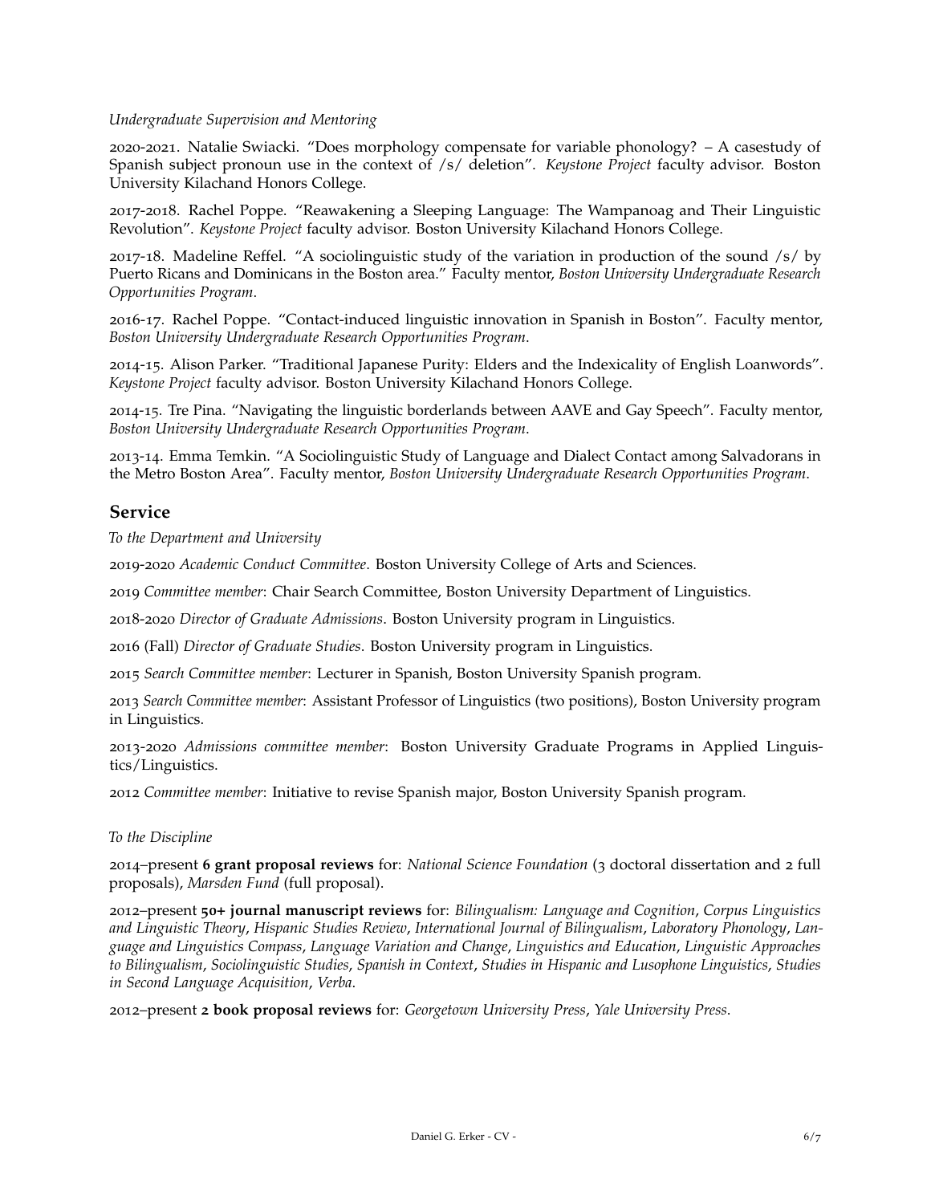*Undergraduate Supervision and Mentoring*

2020-2021. Natalie Swiacki. "Does morphology compensate for variable phonology? – A casestudy of Spanish subject pronoun use in the context of /s/ deletion". *Keystone Project* faculty advisor. Boston University Kilachand Honors College.

2017-2018. Rachel Poppe. "Reawakening a Sleeping Language: The Wampanoag and Their Linguistic Revolution". *Keystone Project* faculty advisor. Boston University Kilachand Honors College.

2017-18. Madeline Reffel. "A sociolinguistic study of the variation in production of the sound /s/ by Puerto Ricans and Dominicans in the Boston area." Faculty mentor, *Boston University Undergraduate Research Opportunities Program*.

2016-17. Rachel Poppe. "Contact-induced linguistic innovation in Spanish in Boston". Faculty mentor, *Boston University Undergraduate Research Opportunities Program*.

2014-15. Alison Parker. "Traditional Japanese Purity: Elders and the Indexicality of English Loanwords". *Keystone Project* faculty advisor. Boston University Kilachand Honors College.

2014-15. Tre Pina. "Navigating the linguistic borderlands between AAVE and Gay Speech". Faculty mentor, *Boston University Undergraduate Research Opportunities Program*.

2013-14. Emma Temkin. "A Sociolinguistic Study of Language and Dialect Contact among Salvadorans in the Metro Boston Area". Faculty mentor, *Boston University Undergraduate Research Opportunities Program*.

## Service

*To the Department and University*

2019-2020 *Academic Conduct Committee*. Boston University College of Arts and Sciences.

2019 *Committee member*: Chair Search Committee, Boston University Department of Linguistics.

2018-2020 *Director of Graduate Admissions*. Boston University program in Linguistics.

2016 (Fall) *Director of Graduate Studies*. Boston University program in Linguistics.

2015 *Search Committee member*: Lecturer in Spanish, Boston University Spanish program.

2013 *Search Committee member*: Assistant Professor of Linguistics (two positions), Boston University program in Linguistics.

2013-2020 *Admissions committee member*: Boston University Graduate Programs in Applied Linguistics/Linguistics.

2012 *Committee member*: Initiative to revise Spanish major, Boston University Spanish program.

*To the Discipline*

2014–present **6 grant proposal reviews** for: *National Science Foundation* (3 doctoral dissertation and 2 full proposals), *Marsden Fund* (full proposal).

2012–present **50+ journal manuscript reviews** for: *Bilingualism: Language and Cognition*, *Corpus Linguistics and Linguistic Theory*, *Hispanic Studies Review*, *International Journal of Bilingualism*, *Laboratory Phonology*, *Language and Linguistics Compass*, *Language Variation and Change*, *Linguistics and Education*, *Linguistic Approaches to Bilingualism*, *Sociolinguistic Studies*, *Spanish in Context*, *Studies in Hispanic and Lusophone Linguistics*, *Studies in Second Language Acquisition*, *Verba*.

2012–present **2 book proposal reviews** for: *Georgetown University Press*, *Yale University Press*.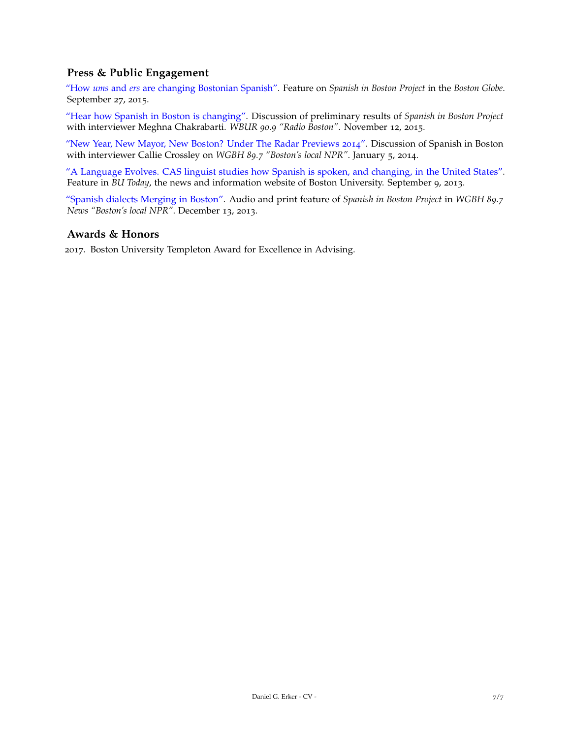## Press & Public Engagement

"How *ums* and *ers* are changing Bostonian Spanish". Feature on *Spanish in Boston Project* in the *Boston Globe*. September 27, 2015.

"Hear how Spanish in Boston is changing". Discussion of preliminary results of *Spanish in Boston Project* with interviewer Meghna Chakrabarti. *WBUR 90.9 "Radio Boston"*. November 12, 2015.

"New Year, New Mayor, New Boston? Under The Radar Previews 2014". Discussion of Spanish in Boston with interviewer Callie Crossley on *WGBH 89.7 "Boston's local NPR"*. January 5, 2014.

"A Language Evolves. CAS linguist studies how Spanish is spoken, and changing, in the United States". Feature in *BU Today*, the news and information website of Boston University. September 9, 2013.

"Spanish dialects Merging in Boston". Audio and print feature of *Spanish in Boston Project* in *WGBH 89.7 News "Boston's local NPR"*. December 13, 2013.

## Awards & Honors

2017. Boston University Templeton Award for Excellence in Advising.